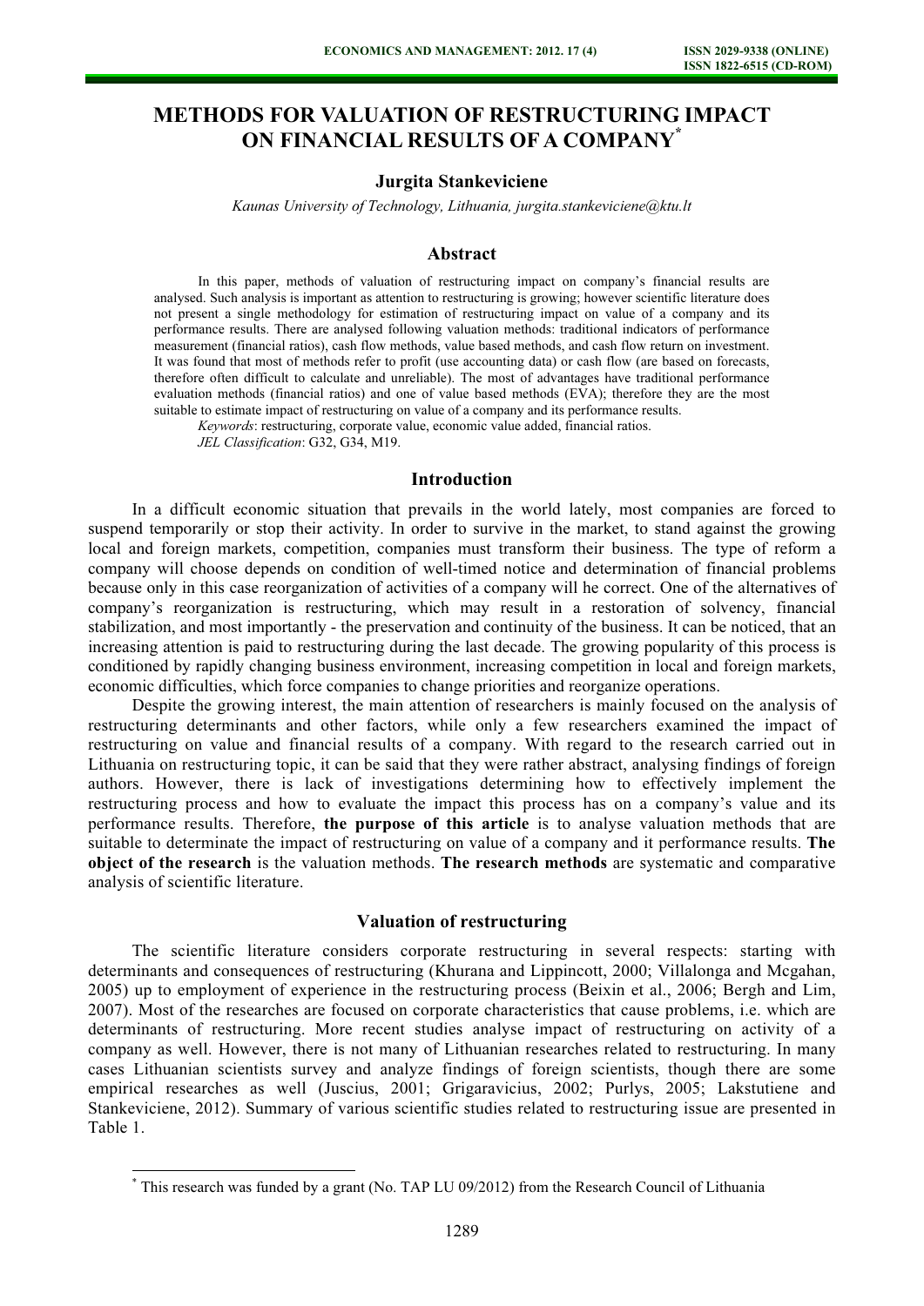# METHODS FOR VALUATION OF RESTRUCTURING IMPACT ON FINANCIAL RESULTS OF A COMPANY*

**Jurgita Stankeviciene**

*Kaunas University of Technology, Lithuania, jurgita.stankeviciene@ktu.lt*

## Abstract

In this paper, methods of valuation of restructuring impact on company's financial results are analysed. Such analysis is important as attention to restructuring is growing; however scientific literature does not present a single methodology for estimation of restructuring impact on value of a company and its performance results. There are analysed following valuation methods: traditional indicators of performance measurement (financial ratios), cash flow methods, value based methods, and cash flow return on investment. It was found that most of methods refer to profit (use accounting data) or cash flow (are based on forecasts, therefore often difficult to calculate and unreliable). The most of advantages have traditional performance evaluation methods (financial ratios) and one of value based methods (EVA); therefore they are the most suitable to estimate impact of restructuring on value of a company and its performance results.

*Keywords*: restructuring, corporate value, economic value added, financial ratios.

*JEL Classification*: G32, G34, M19.

## Introduction

In a difficult economic situation that prevails in the world lately, most companies are forced to suspend temporarily or stop their activity. In order to survive in the market, to stand against the growing local and foreign markets, competition, companies must transform their business. The type of reform a company will choose depends on condition of well-timed notice and determination of financial problems because only in this case reorganization of activities of a company will he correct. One of the alternatives of company's reorganization is restructuring, which may result in a restoration of solvency, financial stabilization, and most importantly - the preservation and continuity of the business. It can be noticed, that an increasing attention is paid to restructuring during the last decade. The growing popularity of this process is conditioned by rapidly changing business environment, increasing competition in local and foreign markets, economic difficulties, which force companies to change priorities and reorganize operations.

Despite the growing interest, the main attention of researchers is mainly focused on the analysis of restructuring determinants and other factors, while only a few researchers examined the impact of restructuring on value and financial results of a company. With regard to the research carried out in Lithuania on restructuring topic, it can be said that they were rather abstract, analysing findings of foreign authors. However, there is lack of investigations determining how to effectively implement the restructuring process and how to evaluate the impact this process has on a company's value and its performance results. Therefore, **the purpose of this article** is to analyse valuation methods that are suitable to determinate the impact of restructuring on value of a company and it performance results. **The object of the research** is the valuation methods. **The research methods** are systematic and comparative analysis of scientific literature.

## Valuation of restructuring

The scientific literature considers corporate restructuring in several respects: starting with determinants and consequences of restructuring (Khurana and Lippincott, 2000; Villalonga and Mcgahan, 2005) up to employment of experience in the restructuring process (Beixin et al., 2006; Bergh and Lim, 2007). Most of the researches are focused on corporate characteristics that cause problems, i.e. which are determinants of restructuring. More recent studies analyse impact of restructuring on activity of a company as well. However, there is not many of Lithuanian researches related to restructuring. In many cases Lithuanian scientists survey and analyze findings of foreign scientists, though there are some empirical researches as well (Juscius, 2001; Grigaravicius, 2002; Purlys, 2005; Lakstutiene and Stankeviciene, 2012). Summary of various scientific studies related to restructuring issue are presented in Table 1.

---

* This research was funded by a grant (No. TAP LU 09/2012) from the Research Council of Lithuania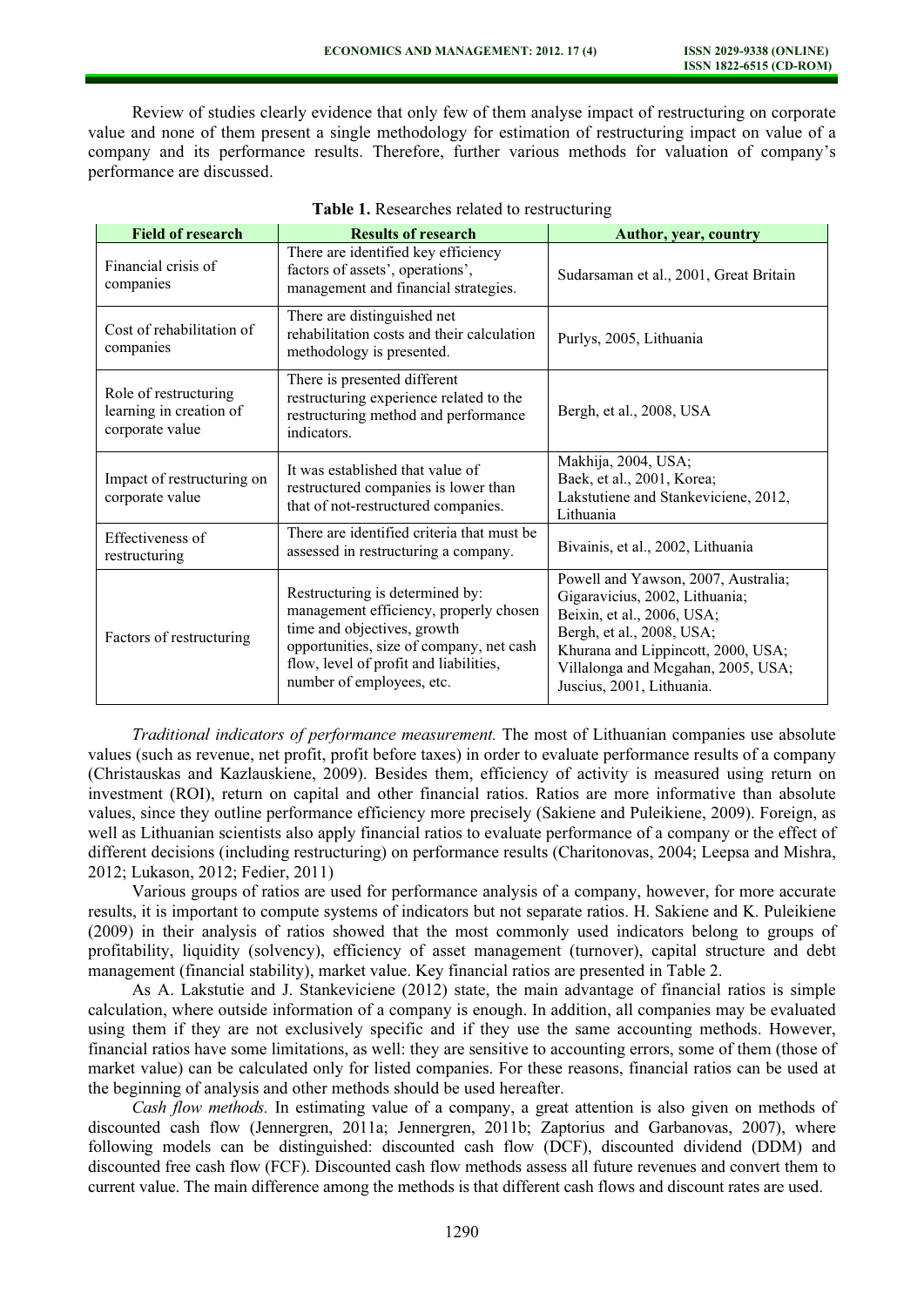Review of studies clearly evidence that only few of them analyse impact of restructuring on corporate value and none of them present a single methodology for estimation of restructuring impact on value of a company and its performance results. Therefore, further various methods for valuation of company's performance are discussed.

**Table 1.** Researches related to restructuring

| Field of research | Results of research | Author, year, country |
|---|---|---|
| Financial crisis of companies | There are identified key efficiency factors of assets', operations', management and financial strategies. | Sudarsaman et al., 2001, Great Britain |
| Cost of rehabilitation of companies | There are distinguished net rehabilitation costs and their calculation methodology is presented. | Purlys, 2005, Lithuania |
| Role of restructuring learning in creation of corporate value | There is presented different restructuring experience related to the restructuring method and performance indicators. | Bergh, et al., 2008, USA |
| Impact of restructuring on corporate value | It was established that value of restructured companies is lower than that of not-restructured companies. | Makhija, 2004, USA; Baek, et al., 2001, Korea; Lakstutiene and Stankeviciene, 2012, Lithuania |
| Effectiveness of restructuring | There are identified criteria that must be assessed in restructuring a company. | Bivainis, et al., 2002, Lithuania |
| Factors of restructuring | Restructuring is determined by: management efficiency, properly chosen time and objectives, growth opportunities, size of company, net cash flow, level of profit and liabilities, number of employees, etc. | Powell and Yawson, 2007, Australia; Gigaravicius, 2002, Lithuania; Beixin, et al., 2006, USA; Bergh, et al., 2008, USA; Khurana and Lippincott, 2000, USA; Villalonga and Mcgahan, 2005, USA; Juscius, 2001, Lithuania. |

*Traditional indicators of performance measurement.* The most of Lithuanian companies use absolute values (such as revenue, net profit, profit before taxes) in order to evaluate performance results of a company (Christauskas and Kazlauskiene, 2009). Besides them, efficiency of activity is measured using return on investment (ROI), return on capital and other financial ratios. Ratios are more informative than absolute values, since they outline performance efficiency more precisely (Sakiene and Puleikiene, 2009). Foreign, as well as Lithuanian scientists also apply financial ratios to evaluate performance of a company or the effect of different decisions (including restructuring) on performance results (Charitonovas, 2004; Leepsa and Mishra, 2012; Lukason, 2012; Fedier, 2011)

Various groups of ratios are used for performance analysis of a company, however, for more accurate results, it is important to compute systems of indicators but not separate ratios. H. Sakiene and K. Puleikiene (2009) in their analysis of ratios showed that the most commonly used indicators belong to groups of profitability, liquidity (solvency), efficiency of asset management (turnover), capital structure and debt management (financial stability), market value. Key financial ratios are presented in Table 2.

As A. Lakstutie and J. Stankeviciene (2012) state, the main advantage of financial ratios is simple calculation, where outside information of a company is enough. In addition, all companies may be evaluated using them if they are not exclusively specific and if they use the same accounting methods. However, financial ratios have some limitations, as well: they are sensitive to accounting errors, some of them (those of market value) can be calculated only for listed companies. For these reasons, financial ratios can be used at the beginning of analysis and other methods should be used hereafter.

*Cash flow methods.* In estimating value of a company, a great attention is also given on methods of discounted cash flow (Jennergren, 2011a; Jennergren, 2011b; Zaptorius and Garbanovas, 2007), where following models can be distinguished: discounted cash flow (DCF), discounted dividend (DDM) and discounted free cash flow (FCF). Discounted cash flow methods assess all future revenues and convert them to current value. The main difference among the methods is that different cash flows and discount rates are used.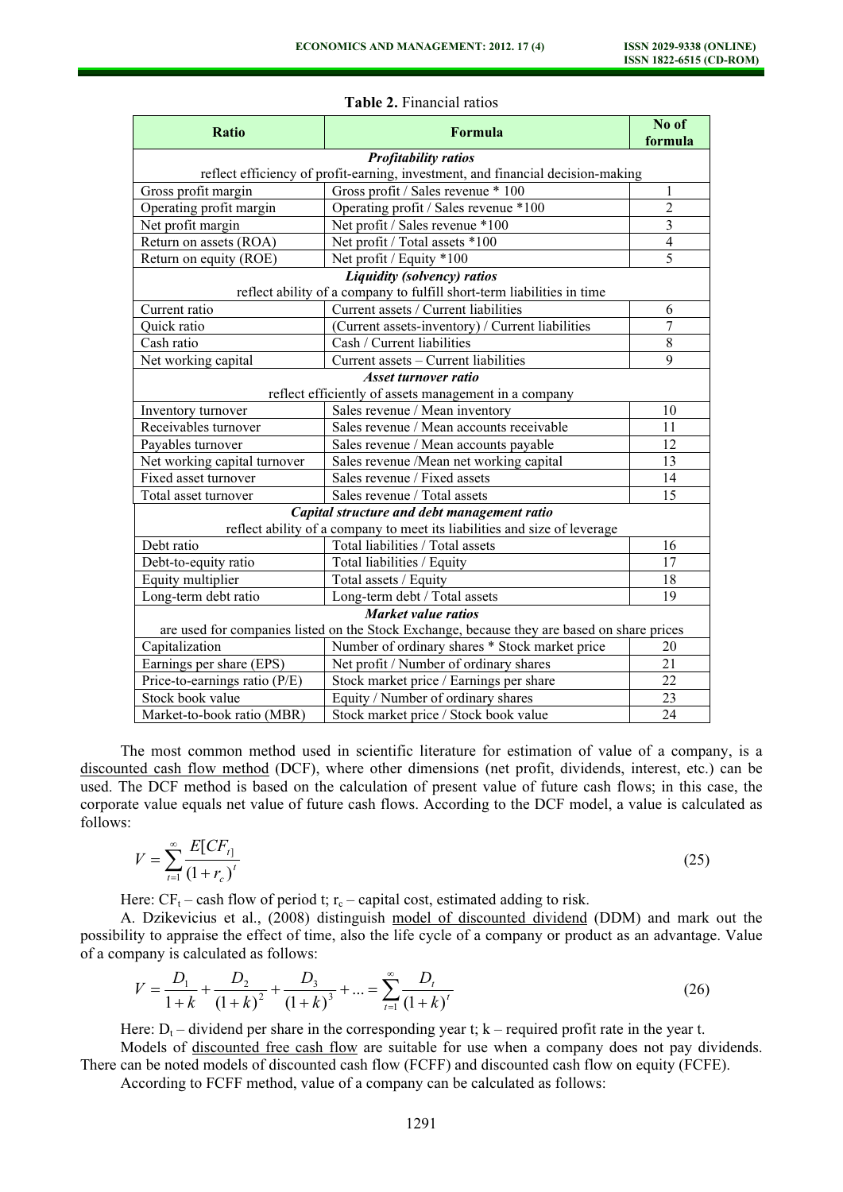**Table 2.** Financial ratios

| Ratio | Formula | No of formula |
|---|---|---|
| ***Profitability ratios*** reflect efficiency of profit-earning, investment, and financial decision-making | | |
| Gross profit margin | Gross profit / Sales revenue * 100 | 1 |
| Operating profit margin | Operating profit / Sales revenue *100 | 2 |
| Net profit margin | Net profit / Sales revenue *100 | 3 |
| Return on assets (ROA) | Net profit / Total assets *100 | 4 |
| Return on equity (ROE) | Net profit / Equity *100 | 5 |
| ***Liquidity (solvency) ratios*** reflect ability of a company to fulfill short-term liabilities in time | | |
| Current ratio | Current assets / Current liabilities | 6 |
| Quick ratio | (Current assets-inventory) / Current liabilities | 7 |
| Cash ratio | Cash / Current liabilities | 8 |
| Net working capital | Current assets – Current liabilities | 9 |
| ***Asset turnover ratio*** reflect efficiently of assets management in a company | | |
| Inventory turnover | Sales revenue / Mean inventory | 10 |
| Receivables turnover | Sales revenue / Mean accounts receivable | 11 |
| Payables turnover | Sales revenue / Mean accounts payable | 12 |
| Net working capital turnover | Sales revenue /Mean net working capital | 13 |
| Fixed asset turnover | Sales revenue / Fixed assets | 14 |
| Total asset turnover | Sales revenue / Total assets | 15 |
| ***Capital structure and debt management ratio*** reflect ability of a company to meet its liabilities and size of leverage | | |
| Debt ratio | Total liabilities / Total assets | 16 |
| Debt-to-equity ratio | Total liabilities / Equity | 17 |
| Equity multiplier | Total assets / Equity | 18 |
| Long-term debt ratio | Long-term debt / Total assets | 19 |
| ***Market value ratios*** are used for companies listed on the Stock Exchange, because they are based on share prices | | |
| Capitalization | Number of ordinary shares * Stock market price | 20 |
| Earnings per share (EPS) | Net profit / Number of ordinary shares | 21 |
| Price-to-earnings ratio (P/E) | Stock market price / Earnings per share | 22 |
| Stock book value | Equity / Number of ordinary shares | 23 |
| Market-to-book ratio (MBR) | Stock market price / Stock book value | 24 |

The most common method used in scientific literature for estimation of value of a company, is a discounted cash flow method (DCF), where other dimensions (net profit, dividends, interest, etc.) can be used. The DCF method is based on the calculation of present value of future cash flows; in this case, the corporate value equals net value of future cash flows. According to the DCF model, a value is calculated as follows:

$$V = \sum_{t=1}^{\infty} \frac{E[CF_t]}{(1+r_c)^t} \tag{25}$$

Here: $CF_t$ – cash flow of period t; $r_c$ – capital cost, estimated adding to risk.

A. Dzikevicius et al., (2008) distinguish model of discounted dividend (DDM) and mark out the possibility to appraise the effect of time, also the life cycle of a company or product as an advantage. Value of a company is calculated as follows:

$$V = \frac{D_1}{1+k} + \frac{D_2}{(1+k)^2} + \frac{D_3}{(1+k)^3} + \ldots = \sum_{t=1}^{\infty} \frac{D_t}{(1+k)^t} \tag{26}$$

Here: $D_t$ – dividend per share in the corresponding year t; k – required profit rate in the year t.

Models of discounted free cash flow are suitable for use when a company does not pay dividends. There can be noted models of discounted cash flow (FCFF) and discounted cash flow on equity (FCFE).

According to FCFF method, value of a company can be calculated as follows: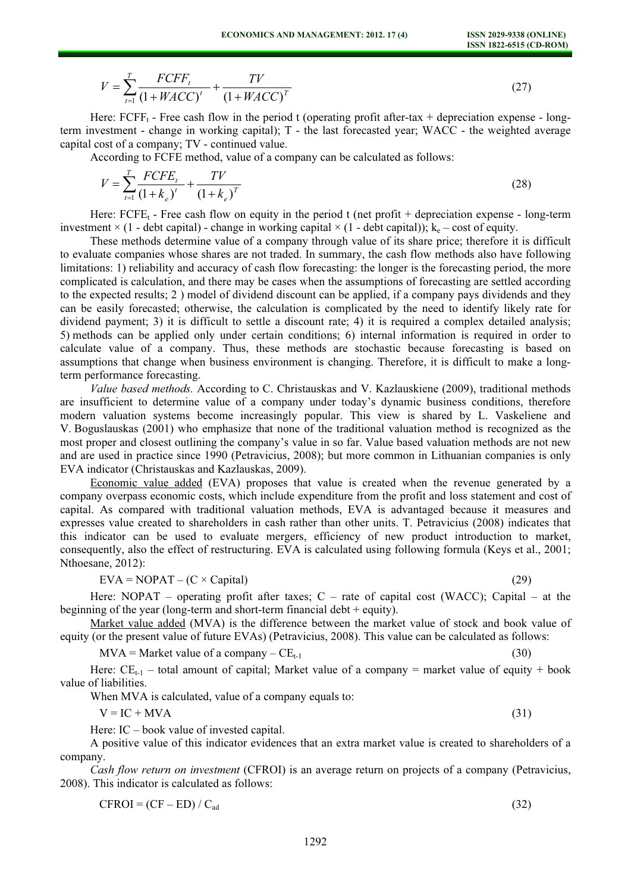$$V = \sum_{t=1}^{T} \frac{FCFF_t}{(1+WACC)^t} + \frac{TV}{(1+WACC)^T} \tag{27}$$

Here: $FCFF_t$ - Free cash flow in the period t (operating profit after-tax + depreciation expense - long-term investment - change in working capital); T - the last forecasted year; WACC - the weighted average capital cost of a company; TV - continued value.

According to FCFE method, value of a company can be calculated as follows:

$$V = \sum_{t=1}^{T} \frac{FCFE_t}{(1+k_e)^t} + \frac{TV}{(1+k_e)^T} \tag{28}$$

Here: $FCFE_t$ - Free cash flow on equity in the period t (net profit + depreciation expense - long-term investment × (1 - debt capital) - change in working capital × (1 - debt capital)); $k_e$ – cost of equity.

These methods determine value of a company through value of its share price; therefore it is difficult to evaluate companies whose shares are not traded. In summary, the cash flow methods also have following limitations: 1) reliability and accuracy of cash flow forecasting: the longer is the forecasting period, the more complicated is calculation, and there may be cases when the assumptions of forecasting are settled according to the expected results; 2 ) model of dividend discount can be applied, if a company pays dividends and they can be easily forecasted; otherwise, the calculation is complicated by the need to identify likely rate for dividend payment; 3) it is difficult to settle a discount rate; 4) it is required a complex detailed analysis; 5) methods can be applied only under certain conditions; 6) internal information is required in order to calculate value of a company. Thus, these methods are stochastic because forecasting is based on assumptions that change when business environment is changing. Therefore, it is difficult to make a long-term performance forecasting.

*Value based methods.* According to C. Christauskas and V. Kazlauskiene (2009), traditional methods are insufficient to determine value of a company under today's dynamic business conditions, therefore modern valuation systems become increasingly popular. This view is shared by L. Vaskeliene and V. Boguslauskas (2001) who emphasize that none of the traditional valuation method is recognized as the most proper and closest outlining the company's value in so far. Value based valuation methods are not new and are used in practice since 1990 (Petravicius, 2008); but more common in Lithuanian companies is only EVA indicator (Christauskas and Kazlauskas, 2009).

Economic value added (EVA) proposes that value is created when the revenue generated by a company overpass economic costs, which include expenditure from the profit and loss statement and cost of capital. As compared with traditional valuation methods, EVA is advantaged because it measures and expresses value created to shareholders in cash rather than other units. T. Petravicius (2008) indicates that this indicator can be used to evaluate mergers, efficiency of new product introduction to market, consequently, also the effect of restructuring. EVA is calculated using following formula (Keys et al., 2001; Nthoesane, 2012):

$$EVA = NOPAT - (C \times Capital) \tag{29}$$

Here: NOPAT – operating profit after taxes; C – rate of capital cost (WACC); Capital – at the beginning of the year (long-term and short-term financial debt + equity).

Market value added (MVA) is the difference between the market value of stock and book value of equity (or the present value of future EVAs) (Petravicius, 2008). This value can be calculated as follows:

$$MVA = \text{Market value of a company} - CE_{t-1} \tag{30}$$

Here: $CE_{t-1}$ – total amount of capital; Market value of a company = market value of equity + book value of liabilities.

When MVA is calculated, value of a company equals to:

$$V = IC + MVA \tag{31}$$

Here: IC – book value of invested capital.

A positive value of this indicator evidences that an extra market value is created to shareholders of a company.

*Cash flow return on investment* (CFROI) is an average return on projects of a company (Petravicius, 2008). This indicator is calculated as follows:

$$CFROI = (CF - ED) / C_{ad} \tag{32}$$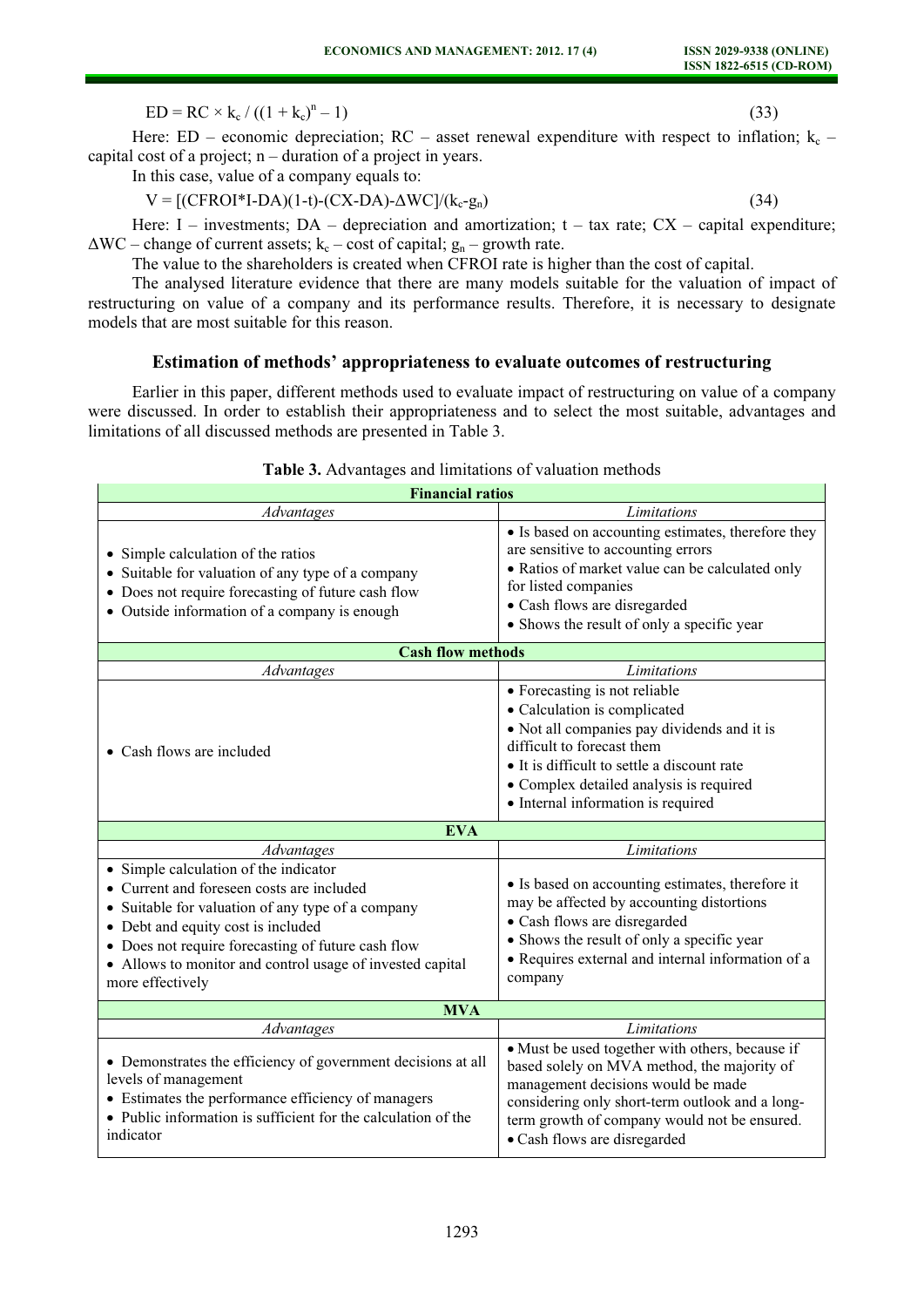$$ED = RC \times k_c / ((1 + k_c)^n - 1) \quad (33)$$

Here: ED – economic depreciation; RC – asset renewal expenditure with respect to inflation; $k_c$ – capital cost of a project; n – duration of a project in years.

In this case, value of a company equals to:

$$V = [(CFROI*I-DA)(1-t)-(CX-DA)-\Delta WC]/(k_c-g_n) \quad (34)$$

Here: I – investments; DA – depreciation and amortization; t – tax rate; CX – capital expenditure; $\Delta WC$ – change of current assets; $k_c$ – cost of capital; $g_n$ – growth rate.

The value to the shareholders is created when CFROI rate is higher than the cost of capital.

The analysed literature evidence that there are many models suitable for the valuation of impact of restructuring on value of a company and its performance results. Therefore, it is necessary to designate models that are most suitable for this reason.

## Estimation of methods' appropriateness to evaluate outcomes of restructuring

Earlier in this paper, different methods used to evaluate impact of restructuring on value of a company were discussed. In order to establish their appropriateness and to select the most suitable, advantages and limitations of all discussed methods are presented in Table 3.

**Table 3.** Advantages and limitations of valuation methods

| Advantages | Limitations |
|---|---|
| **Financial ratios** | |
| • Simple calculation of the ratios<br>• Suitable for valuation of any type of a company<br>• Does not require forecasting of future cash flow<br>• Outside information of a company is enough | • Is based on accounting estimates, therefore they are sensitive to accounting errors<br>• Ratios of market value can be calculated only for listed companies<br>• Cash flows are disregarded<br>• Shows the result of only a specific year |
| **Cash flow methods** | |
| • Cash flows are included | • Forecasting is not reliable<br>• Calculation is complicated<br>• Not all companies pay dividends and it is difficult to forecast them<br>• It is difficult to settle a discount rate<br>• Complex detailed analysis is required<br>• Internal information is required |
| **EVA** | |
| • Simple calculation of the indicator<br>• Current and foreseen costs are included<br>• Suitable for valuation of any type of a company<br>• Debt and equity cost is included<br>• Does not require forecasting of future cash flow<br>• Allows to monitor and control usage of invested capital more effectively | • Is based on accounting estimates, therefore it may be affected by accounting distortions<br>• Cash flows are disregarded<br>• Shows the result of only a specific year<br>• Requires external and internal information of a company |
| **MVA** | |
| • Demonstrates the efficiency of government decisions at all levels of management<br>• Estimates the performance efficiency of managers<br>• Public information is sufficient for the calculation of the indicator | • Must be used together with others, because if based solely on MVA method, the majority of management decisions would be made considering only short-term outlook and a long-term growth of company would not be ensured.<br>• Cash flows are disregarded |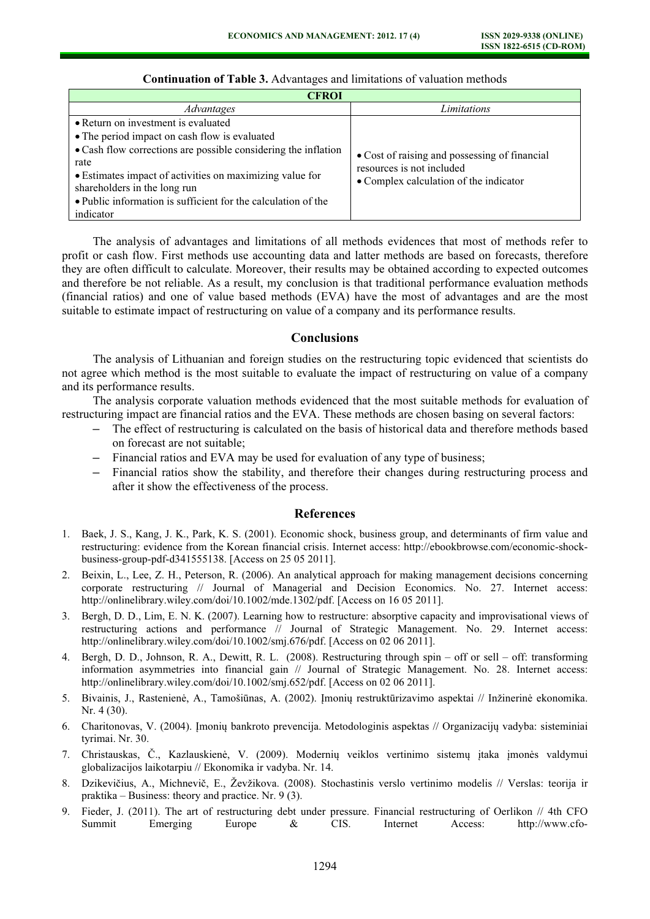**Continuation of Table 3.** Advantages and limitations of valuation methods

| CFROI | |
|---|---|
| *Advantages* | *Limitations* |
| • Return on investment is evaluated<br>• The period impact on cash flow is evaluated<br>• Cash flow corrections are possible considering the inflation rate<br>• Estimates impact of activities on maximizing value for shareholders in the long run<br>• Public information is sufficient for the calculation of the indicator | • Cost of raising and possessing of financial resources is not included<br>• Complex calculation of the indicator |

The analysis of advantages and limitations of all methods evidences that most of methods refer to profit or cash flow. First methods use accounting data and latter methods are based on forecasts, therefore they are often difficult to calculate. Moreover, their results may be obtained according to expected outcomes and therefore be not reliable. As a result, my conclusion is that traditional performance evaluation methods (financial ratios) and one of value based methods (EVA) have the most of advantages and are the most suitable to estimate impact of restructuring on value of a company and its performance results.

## Conclusions

The analysis of Lithuanian and foreign studies on the restructuring topic evidenced that scientists do not agree which method is the most suitable to evaluate the impact of restructuring on value of a company and its performance results.

The analysis corporate valuation methods evidenced that the most suitable methods for evaluation of restructuring impact are financial ratios and the EVA. These methods are chosen basing on several factors:

- The effect of restructuring is calculated on the basis of historical data and therefore methods based on forecast are not suitable;
- Financial ratios and EVA may be used for evaluation of any type of business;
- Financial ratios show the stability, and therefore their changes during restructuring process and after it show the effectiveness of the process.

## References

1. Baek, J. S., Kang, J. K., Park, K. S. (2001). Economic shock, business group, and determinants of firm value and restructuring: evidence from the Korean financial crisis. Internet access: http://ebookbrowse.com/economic-shock-business-group-pdf-d341555138. [Access on 25 05 2011].
2. Beixin, L., Lee, Z. H., Peterson, R. (2006). An analytical approach for making management decisions concerning corporate restructuring // Journal of Managerial and Decision Economics. No. 27. Internet access: http://onlinelibrary.wiley.com/doi/10.1002/mde.1302/pdf. [Access on 16 05 2011].
3. Bergh, D. D., Lim, E. N. K. (2007). Learning how to restructure: absorptive capacity and improvisational views of restructuring actions and performance // Journal of Strategic Management. No. 29. Internet access: http://onlinelibrary.wiley.com/doi/10.1002/smj.676/pdf. [Access on 02 06 2011].
4. Bergh, D. D., Johnson, R. A., Dewitt, R. L. (2008). Restructuring through spin – off or sell – off: transforming information asymmetries into financial gain // Journal of Strategic Management. No. 28. Internet access: http://onlinelibrary.wiley.com/doi/10.1002/smj.652/pdf. [Access on 02 06 2011].
5. Bivainis, J., Rastenienė, A., Tamošiūnas, A. (2002). Įmonių restruktūrizavimo aspektai // Inžinerinė ekonomika. Nr. 4 (30).
6. Charitonovas, V. (2004). Įmonių bankroto prevencija. Metodologinis aspektas // Organizacijų vadyba: sisteminiai tyrimai. Nr. 30.
7. Christauskas, Č., Kazlauskienė, V. (2009). Modernių veiklos vertinimo sistemų įtaka įmonės valdymui globalizacijos laikotarpiu // Ekonomika ir vadyba. Nr. 14.
8. Dzikevičius, A., Michnevič, E., Žевžikova. (2008). Stochastinis verslo vertinimo modelis // Verslas: teorija ir praktika – Business: theory and practice. Nr. 9 (3).
9. Fieder, J. (2011). The art of restructuring debt under pressure. Financial restructuring of Oerlikon // 4th CFO Summit Emerging Europe & CIS. Internet Access: http://www.cfo-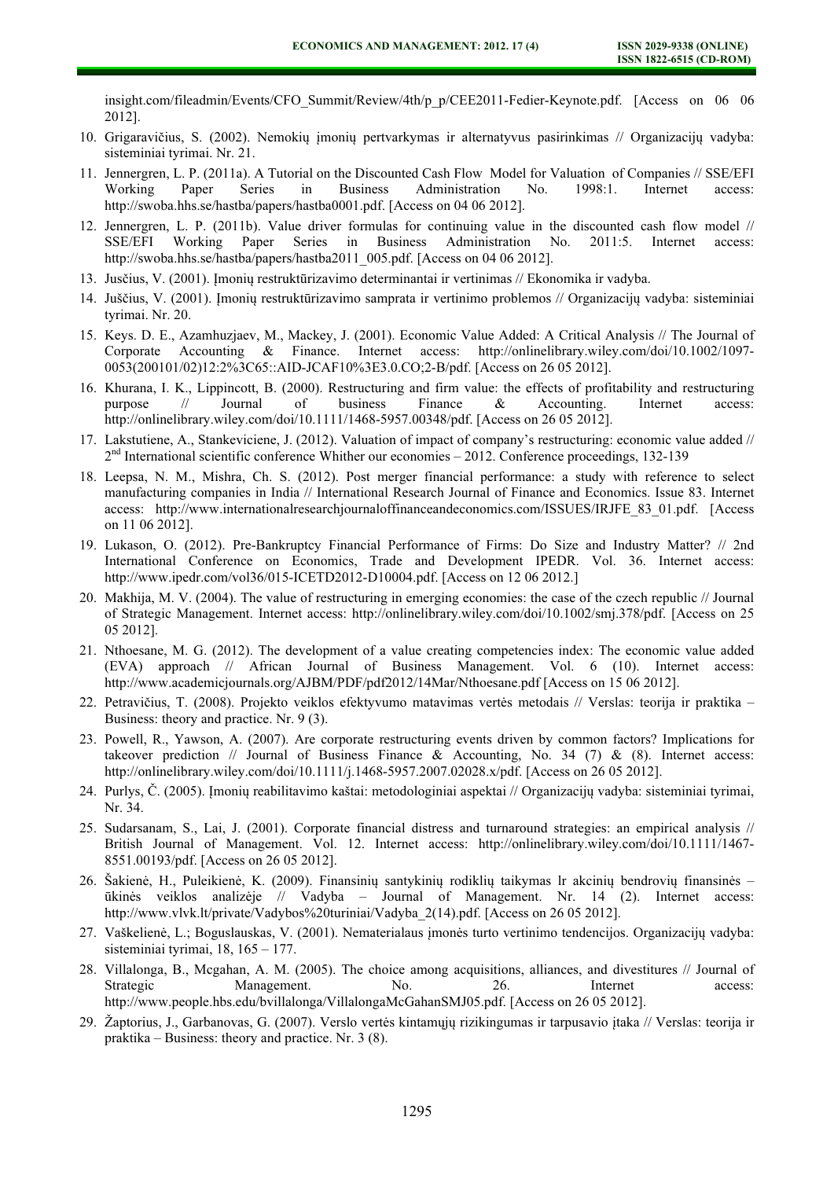insight.com/fileadmin/Events/CFO_Summit/Review/4th/p_p/CEE2011-Fedier-Keynote.pdf. [Access on 06 06 2012].

10. Grigaravičius, S. (2002). Nemokių įmonių pertvarkymas ir alternatyvus pasirinkimas // Organizacijų vadyba: sisteminiai tyrimai. Nr. 21.
11. Jennergren, L. P. (2011a). A Tutorial on the Discounted Cash Flow Model for Valuation of Companies // SSE/EFI Working Paper Series in Business Administration No. 1998:1. Internet access: http://swoba.hhs.se/hastba/papers/hastba0001.pdf. [Access on 04 06 2012].
12. Jennergren, L. P. (2011b). Value driver formulas for continuing value in the discounted cash flow model // SSE/EFI Working Paper Series in Business Administration No. 2011:5. Internet access: http://swoba.hhs.se/hastba/papers/hastba2011_005.pdf. [Access on 04 06 2012].
13. Juscius, V. (2001). Įmonių restruktūrizavimo determinantai ir vertinimas // Ekonomika ir vadyba.
14. Juščius, V. (2001). Įmonių restruktūrizavimo samprata ir vertinimo problemos // Organizacijų vadyba: sisteminiai tyrimai. Nr. 20.
15. Keys. D. E., Azamhuzjaev, M., Mackey, J. (2001). Economic Value Added: A Critical Analysis // The Journal of Corporate Accounting & Finance. Internet access: http://onlinelibrary.wiley.com/doi/10.1002/1097-0053(200101/02)12:2%3C65::AID-JCAF10%3E3.0.CO;2-B/pdf. [Access on 26 05 2012].
16. Khurana, I. K., Lippincott, B. (2000). Restructuring and firm value: the effects of profitability and restructuring purpose // Journal of business Finance & Accounting. Internet access: http://onlinelibrary.wiley.com/doi/10.1111/1468-5957.00348/pdf. [Access on 26 05 2012].
17. Lakstutiene, A., Stankeviciene, J. (2012). Valuation of impact of company's restructuring: economic value added // 2nd International scientific conference Whither our economies – 2012. Conference proceedings, 132-139
18. Leepsa, N. M., Mishra, Ch. S. (2012). Post merger financial performance: a study with reference to select manufacturing companies in India // International Research Journal of Finance and Economics. Issue 83. Internet access: http://www.internationalresearchjournaloffinanceandeconomics.com/ISSUES/IRJFE_83_01.pdf. [Access on 11 06 2012].
19. Lukason, O. (2012). Pre-Bankruptcy Financial Performance of Firms: Do Size and Industry Matter? // 2nd International Conference on Economics, Trade and Development IPEDR. Vol. 36. Internet access: http://www.ipedr.com/vol36/015-ICETD2012-D10004.pdf. [Access on 12 06 2012.]
20. Makhija, M. V. (2004). The value of restructuring in emerging economies: the case of the czech republic // Journal of Strategic Management. Internet access: http://onlinelibrary.wiley.com/doi/10.1002/smj.378/pdf. [Access on 25 05 2012].
21. Nthoesane, M. G. (2012). The development of a value creating competencies index: The economic value added (EVA) approach // African Journal of Business Management. Vol. 6 (10). Internet access: http://www.academicjournals.org/AJBM/PDF/pdf2012/14Mar/Nthoesane.pdf [Access on 15 06 2012].
22. Petravičius, T. (2008). Projekto veiklos efektyvumo matavimas vertės metodais // Verslas: teorija ir praktika – Business: theory and practice. Nr. 9 (3).
23. Powell, R., Yawson, A. (2007). Are corporate restructuring events driven by common factors? Implications for takeover prediction // Journal of Business Finance & Accounting, No. 34 (7) & (8). Internet access: http://onlinelibrary.wiley.com/doi/10.1111/j.1468-5957.2007.02028.x/pdf. [Access on 26 05 2012].
24. Purlys, Č. (2005). Įmonių reabilitavimo kaštai: metodologiniai aspektai // Organizacijų vadyba: sisteminiai tyrimai, Nr. 34.
25. Sudarsanam, S., Lai, J. (2001). Corporate financial distress and turnaround strategies: an empirical analysis // British Journal of Management. Vol. 12. Internet access: http://onlinelibrary.wiley.com/doi/10.1111/1467-8551.00193/pdf. [Access on 26 05 2012].
26. Šakienė, H., Puleikienė, K. (2009). Finansinių santykinių rodiklių taikymas lr akcinių bendrovių finansinės – ūkinės veiklos analizėje // Vadyba – Journal of Management. Nr. 14 (2). Internet access: http://www.vlvk.lt/private/Vadybos%20turiniai/Vadyba_2(14).pdf. [Access on 26 05 2012].
27. Vaškelienė, L.; Boguslauskas, V. (2001). Nematerialaus įmonės turto vertinimo tendencijos. Organizacijų vadyba: sisteminiai tyrimai, 18, 165 – 177.
28. Villalonga, B., Mcgahan, A. M. (2005). The choice among acquisitions, alliances, and divestitures // Journal of Strategic Management. No. 26. Internet access: http://www.people.hbs.edu/bvillalonga/VillalongaMcGahanSMJ05.pdf. [Access on 26 05 2012].
29. Žaptorius, J., Garbanovas, G. (2007). Verslo vertės kintamųjų rizikingumas ir tarpusavio įtaka // Verslas: teorija ir praktika – Business: theory and practice. Nr. 3 (8).